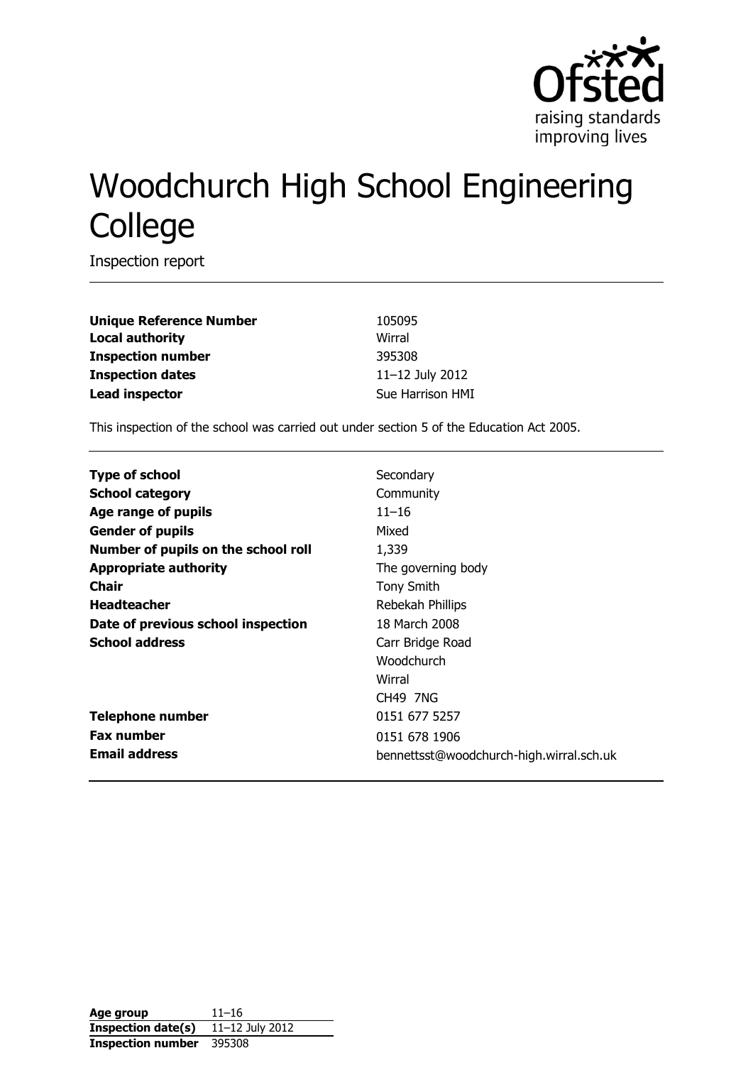# Woodchurch High School Engineering College

Inspection report

| | |
|---|---|
| **Unique Reference Number** | 105095 |
| **Local authority** | Wirral |
| **Inspection number** | 395308 |
| **Inspection dates** | 11–12 July 2012 |
| **Lead inspector** | Sue Harrison HMI |

This inspection of the school was carried out under section 5 of the Education Act 2005.

| | |
|---|---|
| **Type of school** | Secondary |
| **School category** | Community |
| **Age range of pupils** | 11–16 |
| **Gender of pupils** | Mixed |
| **Number of pupils on the school roll** | 1,339 |
| **Appropriate authority** | The governing body |
| **Chair** | Tony Smith |
| **Headteacher** | Rebekah Phillips |
| **Date of previous school inspection** | 18 March 2008 |
| **School address** | Carr Bridge Road<br>Woodchurch<br>Wirral<br>CH49 7NG |
| **Telephone number** | 0151 677 5257 |
| **Fax number** | 0151 678 1906 |
| **Email address** | bennettsst@woodchurch-high.wirral.sch.uk |

| | |
|---|---|
| **Age group** | 11–16 |
| **Inspection date(s)** | 11–12 July 2012 |
| **Inspection number** | 395308 |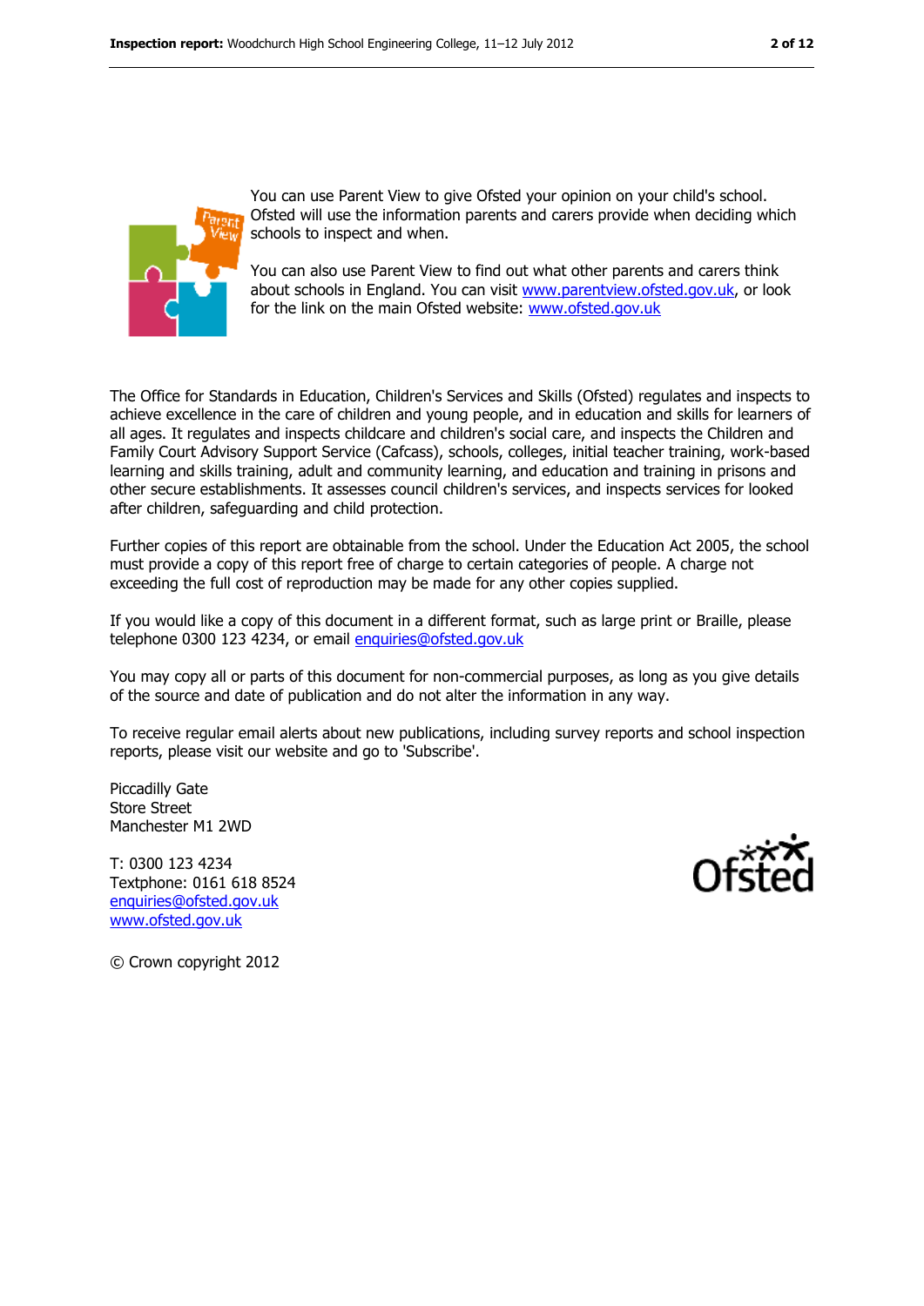You can use Parent View to give Ofsted your opinion on your child's school. Ofsted will use the information parents and carers provide when deciding which schools to inspect and when.

You can also use Parent View to find out what other parents and carers think about schools in England. You can visit www.parentview.ofsted.gov.uk, or look for the link on the main Ofsted website: www.ofsted.gov.uk

The Office for Standards in Education, Children's Services and Skills (Ofsted) regulates and inspects to achieve excellence in the care of children and young people, and in education and skills for learners of all ages. It regulates and inspects childcare and children's social care, and inspects the Children and Family Court Advisory Support Service (Cafcass), schools, colleges, initial teacher training, work-based learning and skills training, adult and community learning, and education and training in prisons and other secure establishments. It assesses council children's services, and inspects services for looked after children, safeguarding and child protection.

Further copies of this report are obtainable from the school. Under the Education Act 2005, the school must provide a copy of this report free of charge to certain categories of people. A charge not exceeding the full cost of reproduction may be made for any other copies supplied.

If you would like a copy of this document in a different format, such as large print or Braille, please telephone 0300 123 4234, or email enquiries@ofsted.gov.uk

You may copy all or parts of this document for non-commercial purposes, as long as you give details of the source and date of publication and do not alter the information in any way.

To receive regular email alerts about new publications, including survey reports and school inspection reports, please visit our website and go to 'Subscribe'.

Piccadilly Gate
Store Street
Manchester M1 2WD

T: 0300 123 4234
Textphone: 0161 618 8524
enquiries@ofsted.gov.uk
www.ofsted.gov.uk

© Crown copyright 2012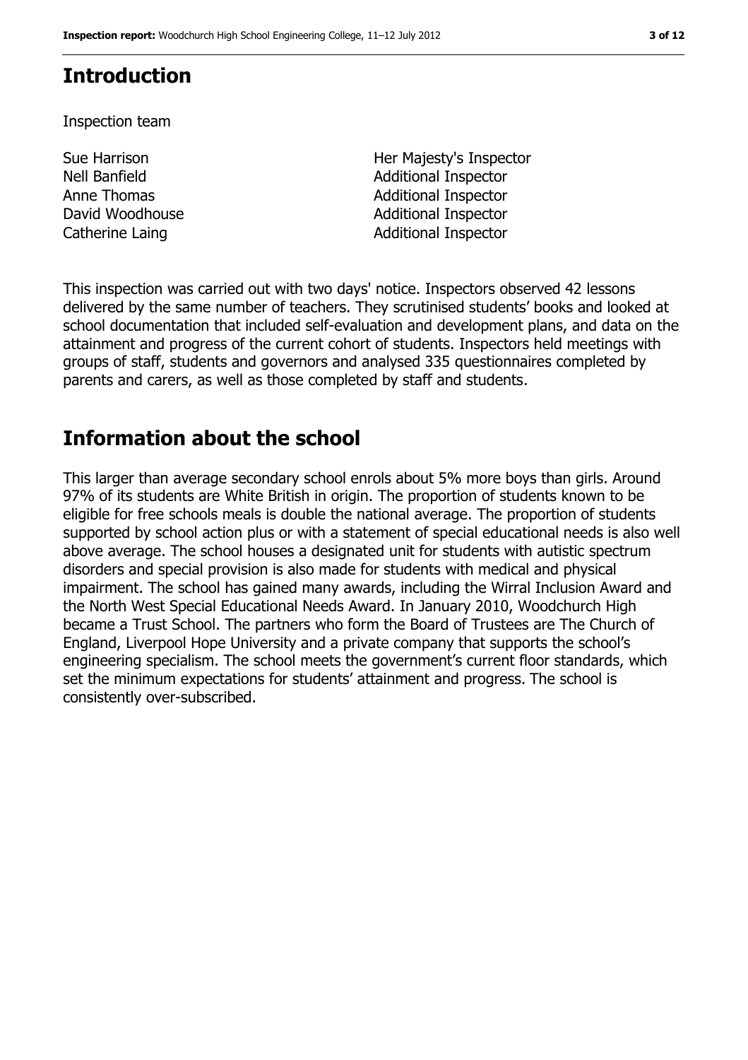# Introduction

Inspection team

| | |
|---|---|
| Sue Harrison | Her Majesty's Inspector |
| Nell Banfield | Additional Inspector |
| Anne Thomas | Additional Inspector |
| David Woodhouse | Additional Inspector |
| Catherine Laing | Additional Inspector |

This inspection was carried out with two days' notice. Inspectors observed 42 lessons delivered by the same number of teachers. They scrutinised students' books and looked at school documentation that included self-evaluation and development plans, and data on the attainment and progress of the current cohort of students. Inspectors held meetings with groups of staff, students and governors and analysed 335 questionnaires completed by parents and carers, as well as those completed by staff and students.

# Information about the school

This larger than average secondary school enrols about 5% more boys than girls. Around 97% of its students are White British in origin. The proportion of students known to be eligible for free schools meals is double the national average. The proportion of students supported by school action plus or with a statement of special educational needs is also well above average. The school houses a designated unit for students with autistic spectrum disorders and special provision is also made for students with medical and physical impairment. The school has gained many awards, including the Wirral Inclusion Award and the North West Special Educational Needs Award. In January 2010, Woodchurch High became a Trust School. The partners who form the Board of Trustees are The Church of England, Liverpool Hope University and a private company that supports the school's engineering specialism. The school meets the government's current floor standards, which set the minimum expectations for students' attainment and progress. The school is consistently over-subscribed.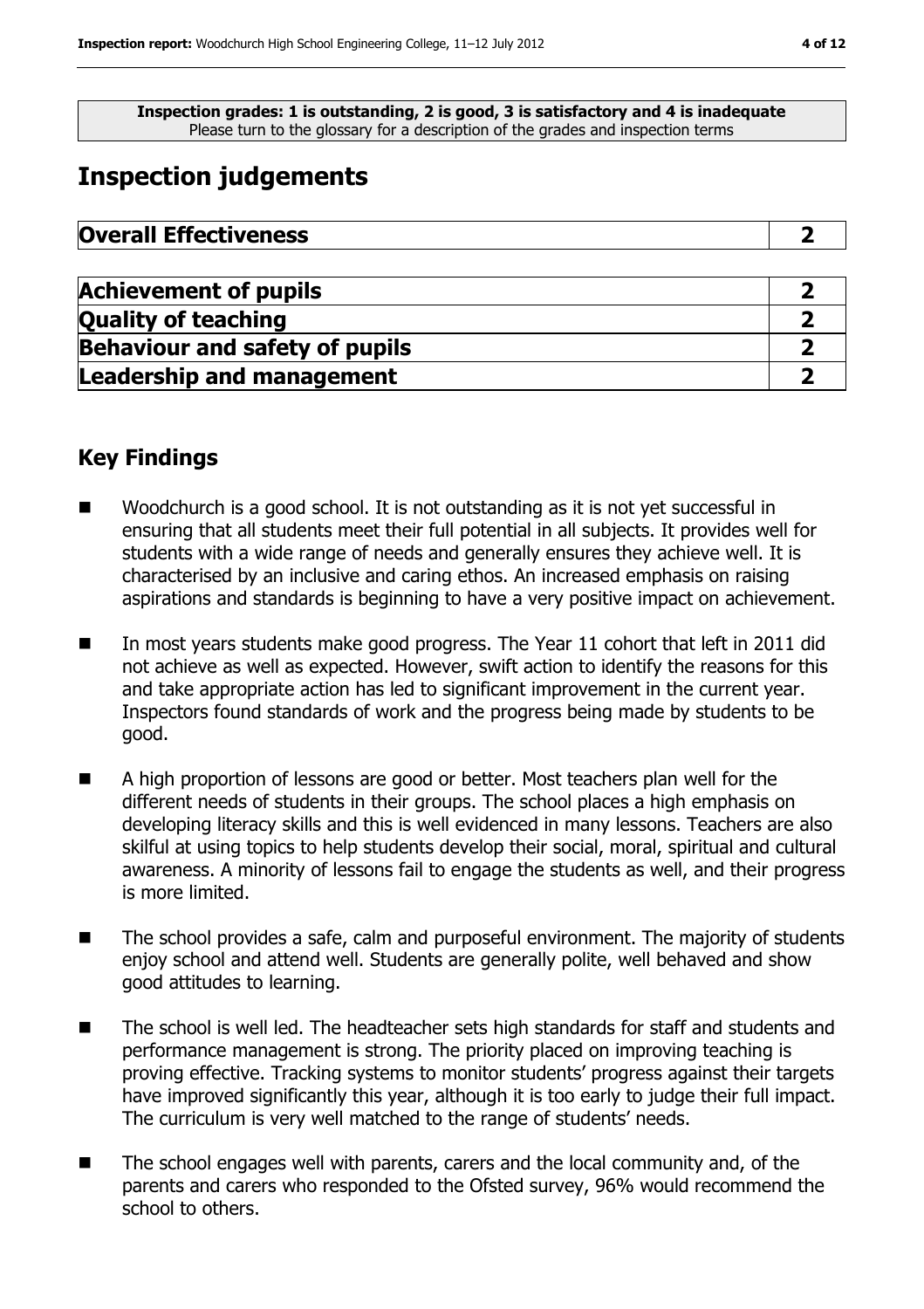**Inspection grades: 1 is outstanding, 2 is good, 3 is satisfactory and 4 is inadequate**
Please turn to the glossary for a description of the grades and inspection terms

# Inspection judgements

| **Overall Effectiveness** | **2** |
|---|---|

| **Achievement of pupils** | **2** |
|---|---|
| **Quality of teaching** | **2** |
| **Behaviour and safety of pupils** | **2** |
| **Leadership and management** | **2** |

## Key Findings

- Woodchurch is a good school. It is not outstanding as it is not yet successful in ensuring that all students meet their full potential in all subjects. It provides well for students with a wide range of needs and generally ensures they achieve well. It is characterised by an inclusive and caring ethos. An increased emphasis on raising aspirations and standards is beginning to have a very positive impact on achievement.
- In most years students make good progress. The Year 11 cohort that left in 2011 did not achieve as well as expected. However, swift action to identify the reasons for this and take appropriate action has led to significant improvement in the current year. Inspectors found standards of work and the progress being made by students to be good.
- A high proportion of lessons are good or better. Most teachers plan well for the different needs of students in their groups. The school places a high emphasis on developing literacy skills and this is well evidenced in many lessons. Teachers are also skilful at using topics to help students develop their social, moral, spiritual and cultural awareness. A minority of lessons fail to engage the students as well, and their progress is more limited.
- The school provides a safe, calm and purposeful environment. The majority of students enjoy school and attend well. Students are generally polite, well behaved and show good attitudes to learning.
- The school is well led. The headteacher sets high standards for staff and students and performance management is strong. The priority placed on improving teaching is proving effective. Tracking systems to monitor students' progress against their targets have improved significantly this year, although it is too early to judge their full impact. The curriculum is very well matched to the range of students' needs.
- The school engages well with parents, carers and the local community and, of the parents and carers who responded to the Ofsted survey, 96% would recommend the school to others.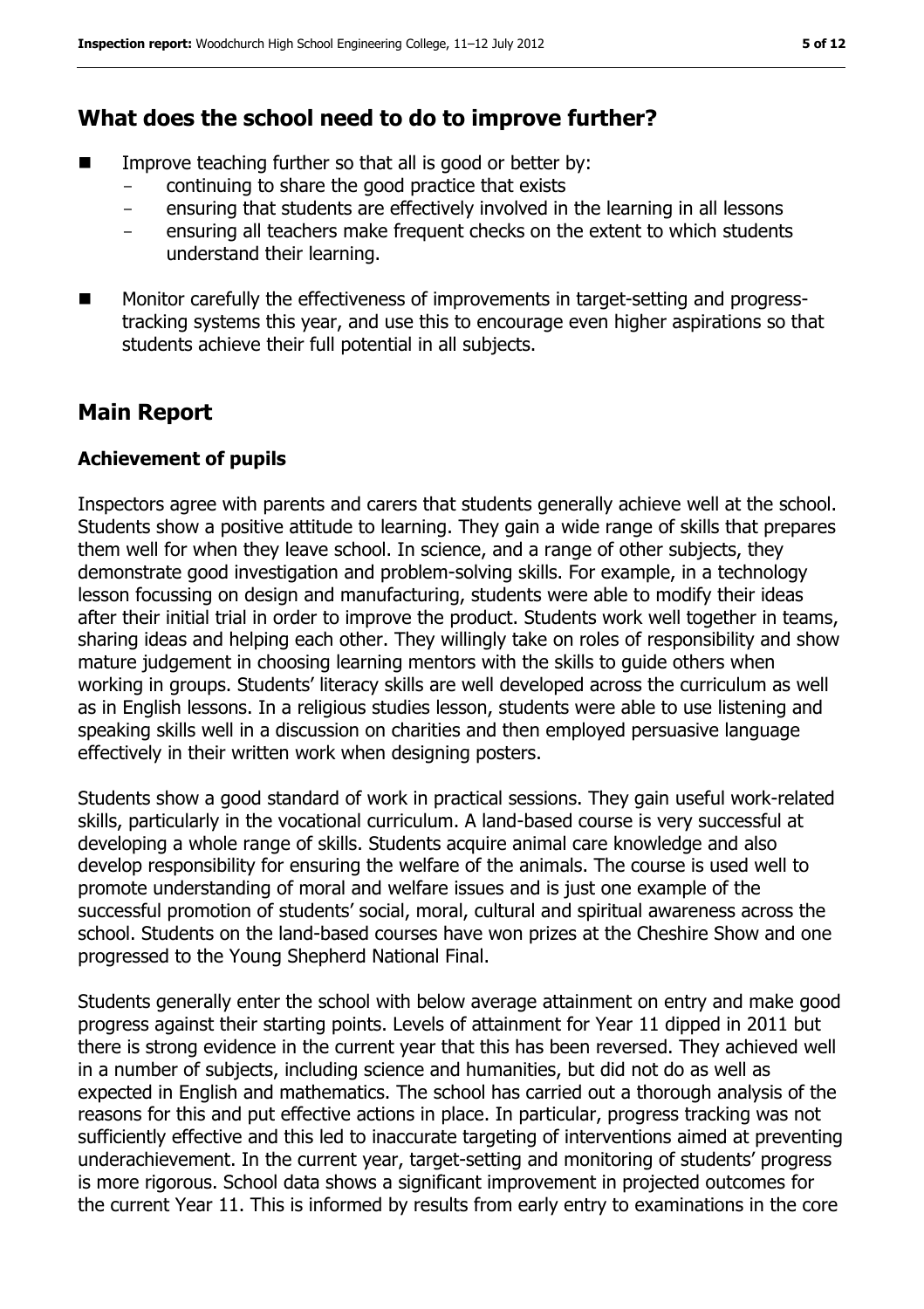## What does the school need to do to improve further?

- Improve teaching further so that all is good or better by:
  - continuing to share the good practice that exists
  - ensuring that students are effectively involved in the learning in all lessons
  - ensuring all teachers make frequent checks on the extent to which students understand their learning.
- Monitor carefully the effectiveness of improvements in target-setting and progress-tracking systems this year, and use this to encourage even higher aspirations so that students achieve their full potential in all subjects.

## Main Report

### Achievement of pupils

Inspectors agree with parents and carers that students generally achieve well at the school. Students show a positive attitude to learning. They gain a wide range of skills that prepares them well for when they leave school. In science, and a range of other subjects, they demonstrate good investigation and problem-solving skills. For example, in a technology lesson focussing on design and manufacturing, students were able to modify their ideas after their initial trial in order to improve the product. Students work well together in teams, sharing ideas and helping each other. They willingly take on roles of responsibility and show mature judgement in choosing learning mentors with the skills to guide others when working in groups. Students' literacy skills are well developed across the curriculum as well as in English lessons. In a religious studies lesson, students were able to use listening and speaking skills well in a discussion on charities and then employed persuasive language effectively in their written work when designing posters.

Students show a good standard of work in practical sessions. They gain useful work-related skills, particularly in the vocational curriculum. A land-based course is very successful at developing a whole range of skills. Students acquire animal care knowledge and also develop responsibility for ensuring the welfare of the animals. The course is used well to promote understanding of moral and welfare issues and is just one example of the successful promotion of students' social, moral, cultural and spiritual awareness across the school. Students on the land-based courses have won prizes at the Cheshire Show and one progressed to the Young Shepherd National Final.

Students generally enter the school with below average attainment on entry and make good progress against their starting points. Levels of attainment for Year 11 dipped in 2011 but there is strong evidence in the current year that this has been reversed. They achieved well in a number of subjects, including science and humanities, but did not do as well as expected in English and mathematics. The school has carried out a thorough analysis of the reasons for this and put effective actions in place. In particular, progress tracking was not sufficiently effective and this led to inaccurate targeting of interventions aimed at preventing underachievement. In the current year, target-setting and monitoring of students' progress is more rigorous. School data shows a significant improvement in projected outcomes for the current Year 11. This is informed by results from early entry to examinations in the core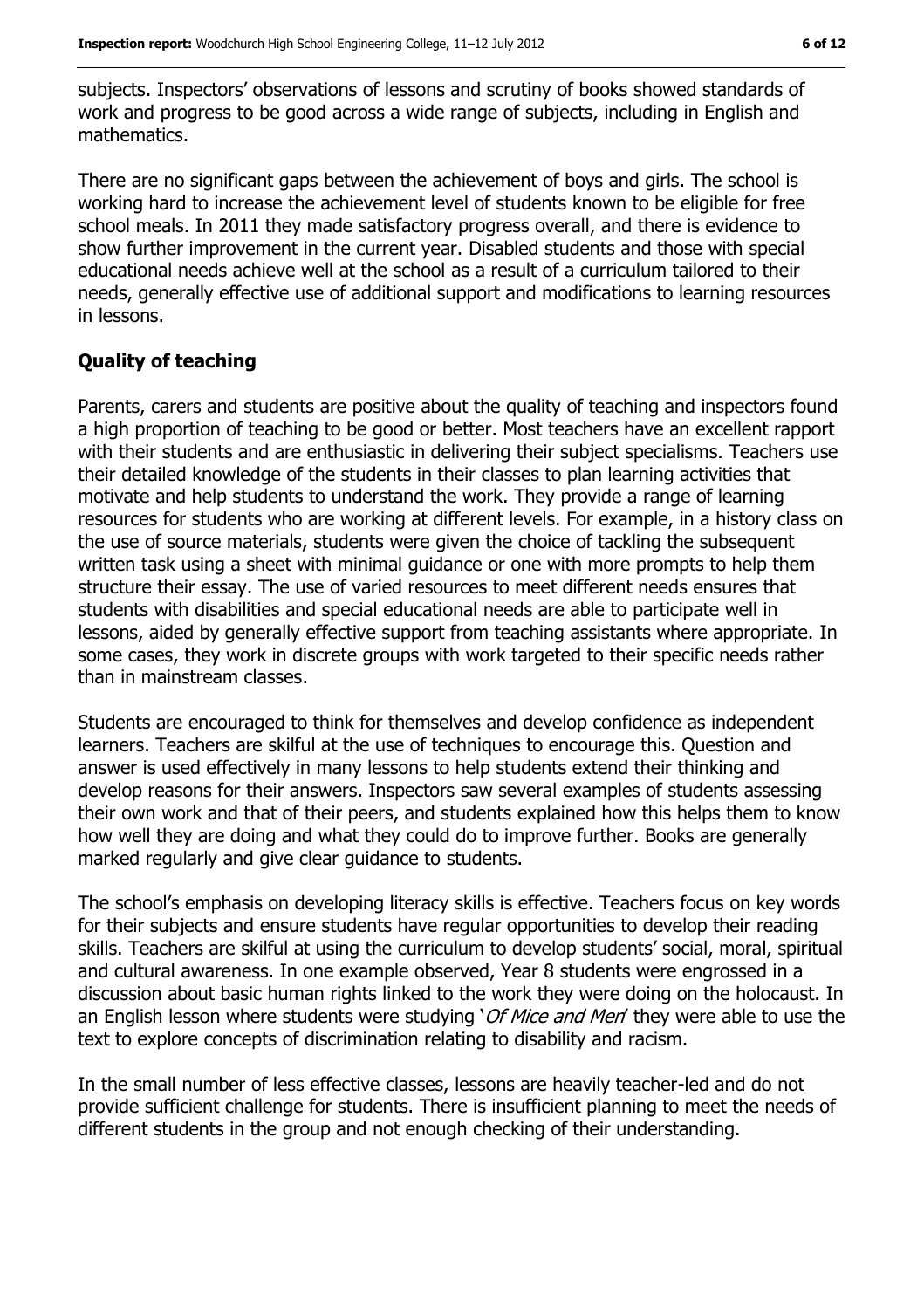subjects. Inspectors' observations of lessons and scrutiny of books showed standards of work and progress to be good across a wide range of subjects, including in English and mathematics.

There are no significant gaps between the achievement of boys and girls. The school is working hard to increase the achievement level of students known to be eligible for free school meals. In 2011 they made satisfactory progress overall, and there is evidence to show further improvement in the current year. Disabled students and those with special educational needs achieve well at the school as a result of a curriculum tailored to their needs, generally effective use of additional support and modifications to learning resources in lessons.

## Quality of teaching

Parents, carers and students are positive about the quality of teaching and inspectors found a high proportion of teaching to be good or better. Most teachers have an excellent rapport with their students and are enthusiastic in delivering their subject specialisms. Teachers use their detailed knowledge of the students in their classes to plan learning activities that motivate and help students to understand the work. They provide a range of learning resources for students who are working at different levels. For example, in a history class on the use of source materials, students were given the choice of tackling the subsequent written task using a sheet with minimal guidance or one with more prompts to help them structure their essay. The use of varied resources to meet different needs ensures that students with disabilities and special educational needs are able to participate well in lessons, aided by generally effective support from teaching assistants where appropriate. In some cases, they work in discrete groups with work targeted to their specific needs rather than in mainstream classes.

Students are encouraged to think for themselves and develop confidence as independent learners. Teachers are skilful at the use of techniques to encourage this. Question and answer is used effectively in many lessons to help students extend their thinking and develop reasons for their answers. Inspectors saw several examples of students assessing their own work and that of their peers, and students explained how this helps them to know how well they are doing and what they could do to improve further. Books are generally marked regularly and give clear guidance to students.

The school's emphasis on developing literacy skills is effective. Teachers focus on key words for their subjects and ensure students have regular opportunities to develop their reading skills. Teachers are skilful at using the curriculum to develop students' social, moral, spiritual and cultural awareness. In one example observed, Year 8 students were engrossed in a discussion about basic human rights linked to the work they were doing on the holocaust. In an English lesson where students were studying '*Of Mice and Men*' they were able to use the text to explore concepts of discrimination relating to disability and racism.

In the small number of less effective classes, lessons are heavily teacher-led and do not provide sufficient challenge for students. There is insufficient planning to meet the needs of different students in the group and not enough checking of their understanding.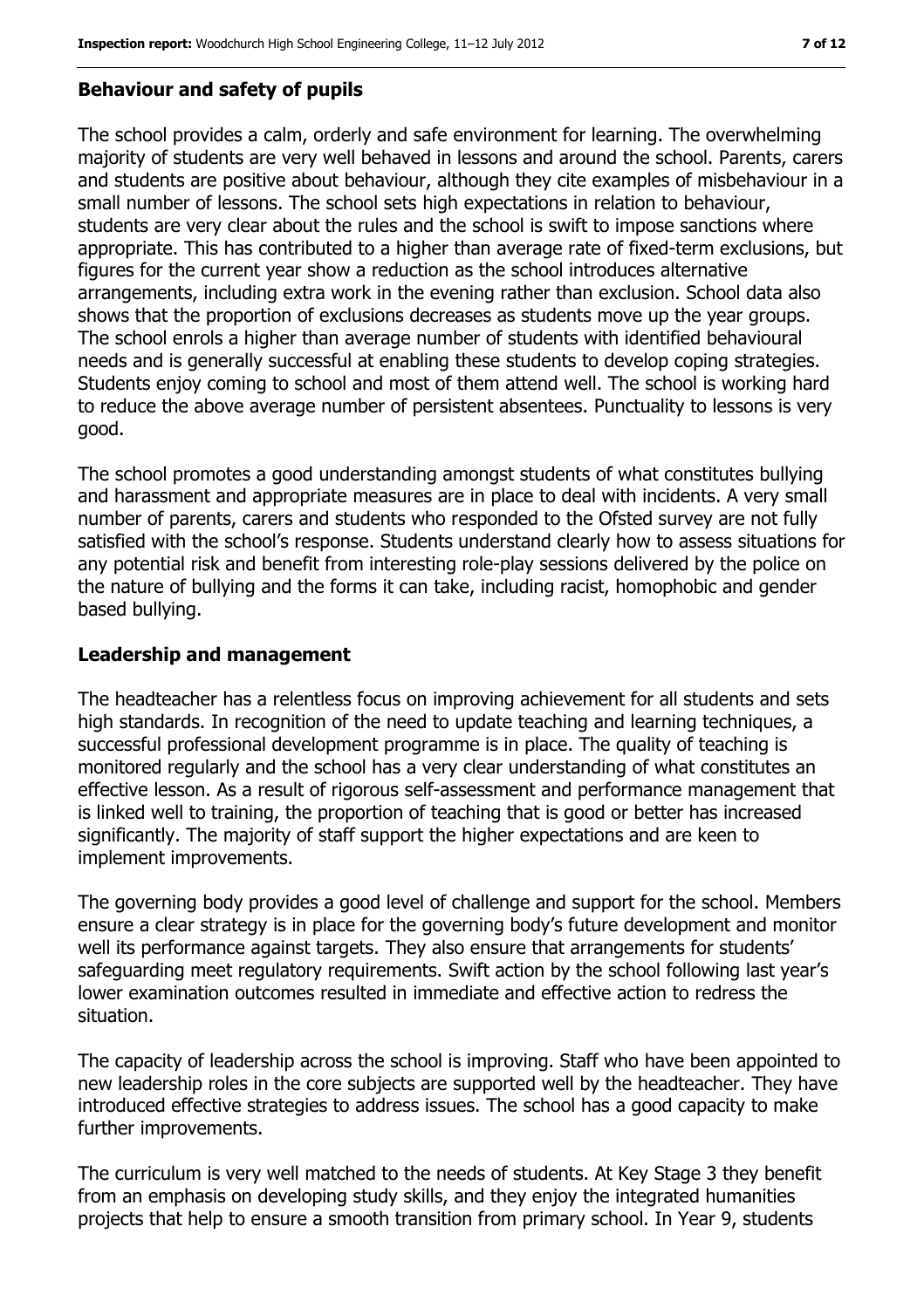## Behaviour and safety of pupils

The school provides a calm, orderly and safe environment for learning. The overwhelming majority of students are very well behaved in lessons and around the school. Parents, carers and students are positive about behaviour, although they cite examples of misbehaviour in a small number of lessons. The school sets high expectations in relation to behaviour, students are very clear about the rules and the school is swift to impose sanctions where appropriate. This has contributed to a higher than average rate of fixed-term exclusions, but figures for the current year show a reduction as the school introduces alternative arrangements, including extra work in the evening rather than exclusion. School data also shows that the proportion of exclusions decreases as students move up the year groups. The school enrols a higher than average number of students with identified behavioural needs and is generally successful at enabling these students to develop coping strategies. Students enjoy coming to school and most of them attend well. The school is working hard to reduce the above average number of persistent absentees. Punctuality to lessons is very good.

The school promotes a good understanding amongst students of what constitutes bullying and harassment and appropriate measures are in place to deal with incidents. A very small number of parents, carers and students who responded to the Ofsted survey are not fully satisfied with the school's response. Students understand clearly how to assess situations for any potential risk and benefit from interesting role-play sessions delivered by the police on the nature of bullying and the forms it can take, including racist, homophobic and gender based bullying.

## Leadership and management

The headteacher has a relentless focus on improving achievement for all students and sets high standards. In recognition of the need to update teaching and learning techniques, a successful professional development programme is in place. The quality of teaching is monitored regularly and the school has a very clear understanding of what constitutes an effective lesson. As a result of rigorous self-assessment and performance management that is linked well to training, the proportion of teaching that is good or better has increased significantly. The majority of staff support the higher expectations and are keen to implement improvements.

The governing body provides a good level of challenge and support for the school. Members ensure a clear strategy is in place for the governing body's future development and monitor well its performance against targets. They also ensure that arrangements for students' safeguarding meet regulatory requirements. Swift action by the school following last year's lower examination outcomes resulted in immediate and effective action to redress the situation.

The capacity of leadership across the school is improving. Staff who have been appointed to new leadership roles in the core subjects are supported well by the headteacher. They have introduced effective strategies to address issues. The school has a good capacity to make further improvements.

The curriculum is very well matched to the needs of students. At Key Stage 3 they benefit from an emphasis on developing study skills, and they enjoy the integrated humanities projects that help to ensure a smooth transition from primary school. In Year 9, students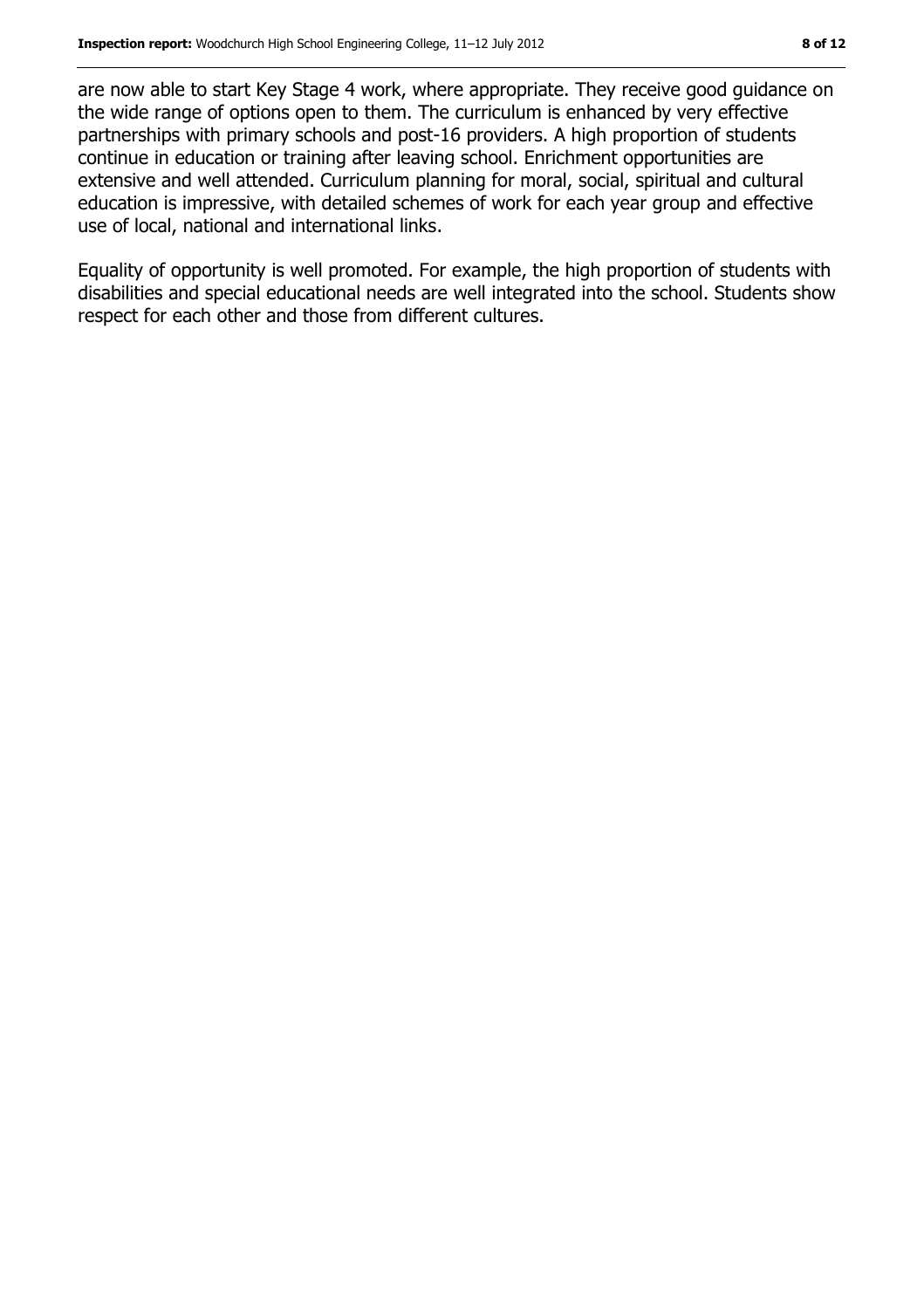are now able to start Key Stage 4 work, where appropriate. They receive good guidance on the wide range of options open to them. The curriculum is enhanced by very effective partnerships with primary schools and post-16 providers. A high proportion of students continue in education or training after leaving school. Enrichment opportunities are extensive and well attended. Curriculum planning for moral, social, spiritual and cultural education is impressive, with detailed schemes of work for each year group and effective use of local, national and international links.

Equality of opportunity is well promoted. For example, the high proportion of students with disabilities and special educational needs are well integrated into the school. Students show respect for each other and those from different cultures.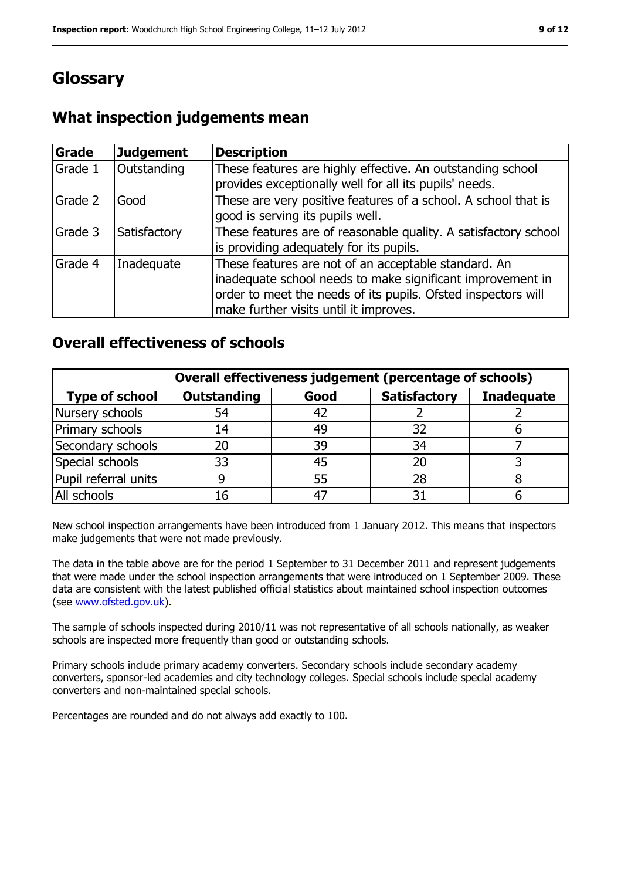# Glossary

## What inspection judgements mean

| Grade | Judgement | Description |
|---|---|---|
| Grade 1 | Outstanding | These features are highly effective. An outstanding school provides exceptionally well for all its pupils' needs. |
| Grade 2 | Good | These are very positive features of a school. A school that is good is serving its pupils well. |
| Grade 3 | Satisfactory | These features are of reasonable quality. A satisfactory school is providing adequately for its pupils. |
| Grade 4 | Inadequate | These features are not of an acceptable standard. An inadequate school needs to make significant improvement in order to meet the needs of its pupils. Ofsted inspectors will make further visits until it improves. |

## Overall effectiveness of schools

| | Overall effectiveness judgement (percentage of schools) | | | |
|---|---|---|---|---|
| **Type of school** | **Outstanding** | **Good** | **Satisfactory** | **Inadequate** |
| Nursery schools | 54 | 42 | 2 | 2 |
| Primary schools | 14 | 49 | 32 | 6 |
| Secondary schools | 20 | 39 | 34 | 7 |
| Special schools | 33 | 45 | 20 | 3 |
| Pupil referral units | 9 | 55 | 28 | 8 |
| All schools | 16 | 47 | 31 | 6 |

New school inspection arrangements have been introduced from 1 January 2012. This means that inspectors make judgements that were not made previously.

The data in the table above are for the period 1 September to 31 December 2011 and represent judgements that were made under the school inspection arrangements that were introduced on 1 September 2009. These data are consistent with the latest published official statistics about maintained school inspection outcomes (see www.ofsted.gov.uk).

The sample of schools inspected during 2010/11 was not representative of all schools nationally, as weaker schools are inspected more frequently than good or outstanding schools.

Primary schools include primary academy converters. Secondary schools include secondary academy converters, sponsor-led academies and city technology colleges. Special schools include special academy converters and non-maintained special schools.

Percentages are rounded and do not always add exactly to 100.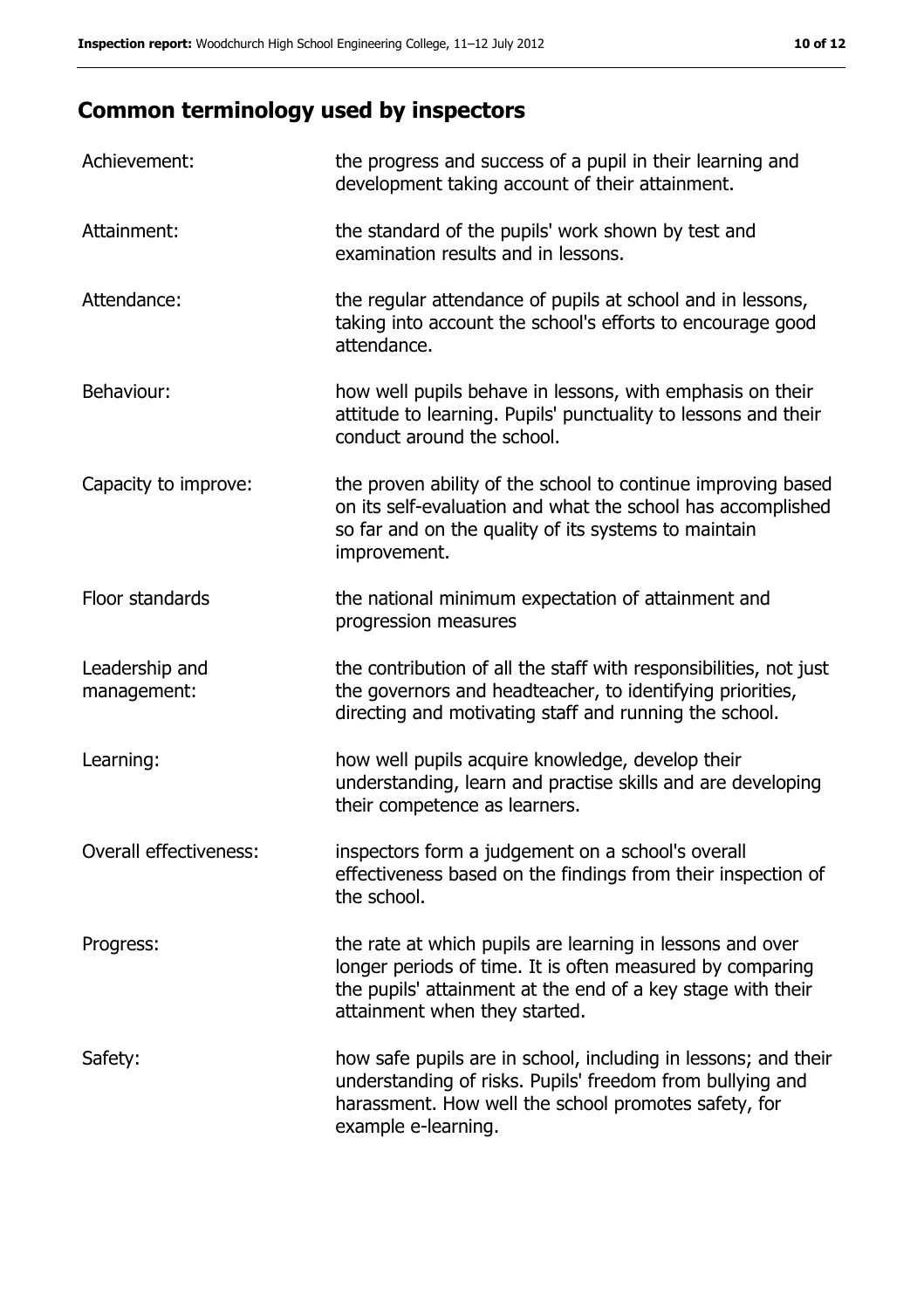## Common terminology used by inspectors

| | |
|---|---|
| Achievement: | the progress and success of a pupil in their learning and development taking account of their attainment. |
| Attainment: | the standard of the pupils' work shown by test and examination results and in lessons. |
| Attendance: | the regular attendance of pupils at school and in lessons, taking into account the school's efforts to encourage good attendance. |
| Behaviour: | how well pupils behave in lessons, with emphasis on their attitude to learning. Pupils' punctuality to lessons and their conduct around the school. |
| Capacity to improve: | the proven ability of the school to continue improving based on its self-evaluation and what the school has accomplished so far and on the quality of its systems to maintain improvement. |
| Floor standards | the national minimum expectation of attainment and progression measures |
| Leadership and management: | the contribution of all the staff with responsibilities, not just the governors and headteacher, to identifying priorities, directing and motivating staff and running the school. |
| Learning: | how well pupils acquire knowledge, develop their understanding, learn and practise skills and are developing their competence as learners. |
| Overall effectiveness: | inspectors form a judgement on a school's overall effectiveness based on the findings from their inspection of the school. |
| Progress: | the rate at which pupils are learning in lessons and over longer periods of time. It is often measured by comparing the pupils' attainment at the end of a key stage with their attainment when they started. |
| Safety: | how safe pupils are in school, including in lessons; and their understanding of risks. Pupils' freedom from bullying and harassment. How well the school promotes safety, for example e-learning. |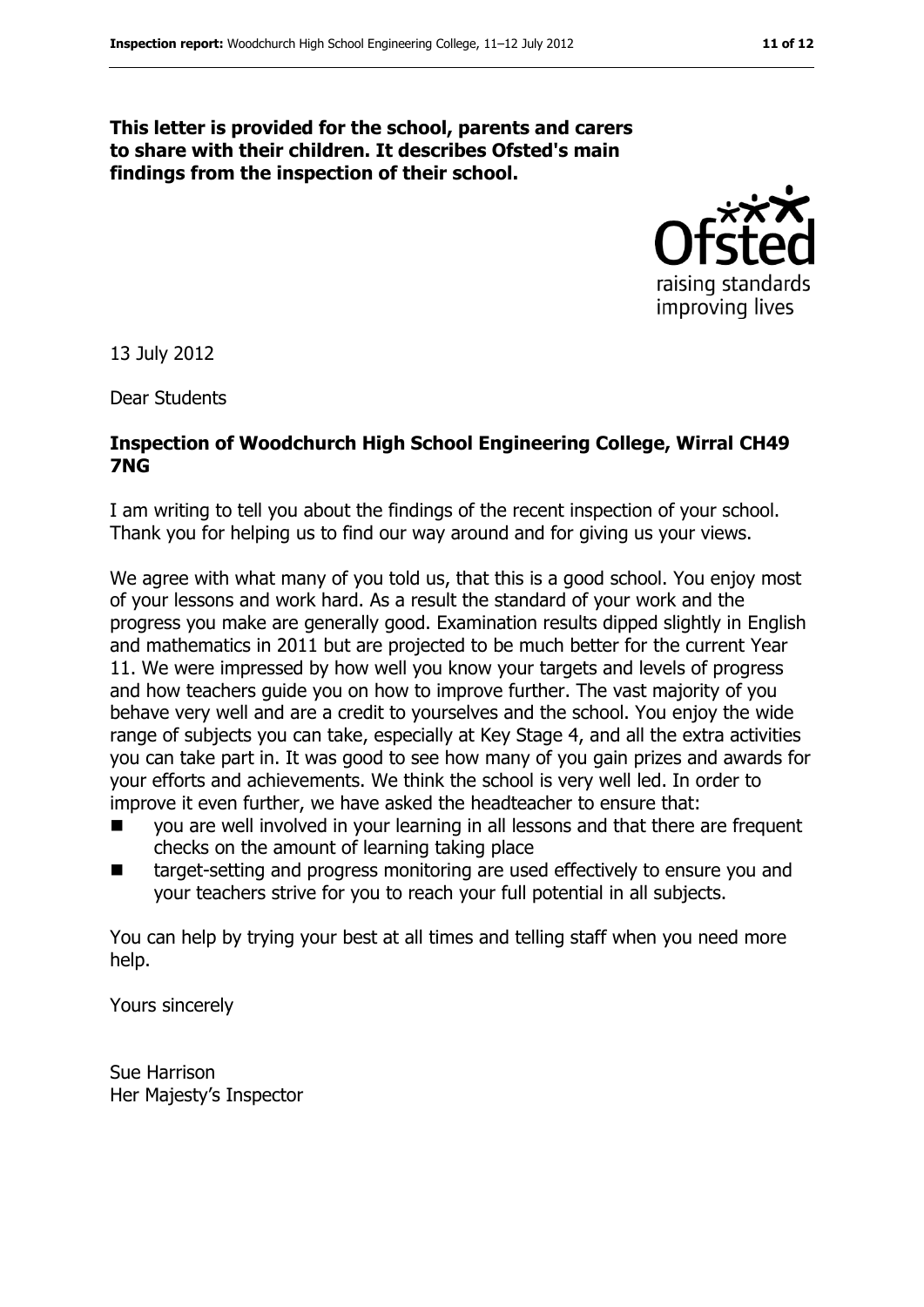**This letter is provided for the school, parents and carers to share with their children. It describes Ofsted's main findings from the inspection of their school.**

13 July 2012

Dear Students

**Inspection of Woodchurch High School Engineering College, Wirral CH49 7NG**

I am writing to tell you about the findings of the recent inspection of your school. Thank you for helping us to find our way around and for giving us your views.

We agree with what many of you told us, that this is a good school. You enjoy most of your lessons and work hard. As a result the standard of your work and the progress you make are generally good. Examination results dipped slightly in English and mathematics in 2011 but are projected to be much better for the current Year 11. We were impressed by how well you know your targets and levels of progress and how teachers guide you on how to improve further. The vast majority of you behave very well and are a credit to yourselves and the school. You enjoy the wide range of subjects you can take, especially at Key Stage 4, and all the extra activities you can take part in. It was good to see how many of you gain prizes and awards for your efforts and achievements. We think the school is very well led. In order to improve it even further, we have asked the headteacher to ensure that:

- you are well involved in your learning in all lessons and that there are frequent checks on the amount of learning taking place
- target-setting and progress monitoring are used effectively to ensure you and your teachers strive for you to reach your full potential in all subjects.

You can help by trying your best at all times and telling staff when you need more help.

Yours sincerely

Sue Harrison
Her Majesty's Inspector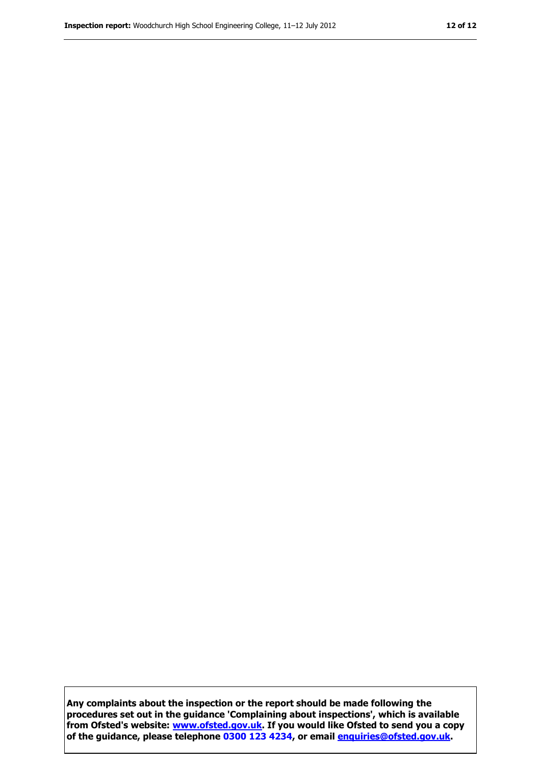**Any complaints about the inspection or the report should be made following the procedures set out in the guidance 'Complaining about inspections', which is available from Ofsted's website: www.ofsted.gov.uk. If you would like Ofsted to send you a copy of the guidance, please telephone 0300 123 4234, or email enquiries@ofsted.gov.uk.**